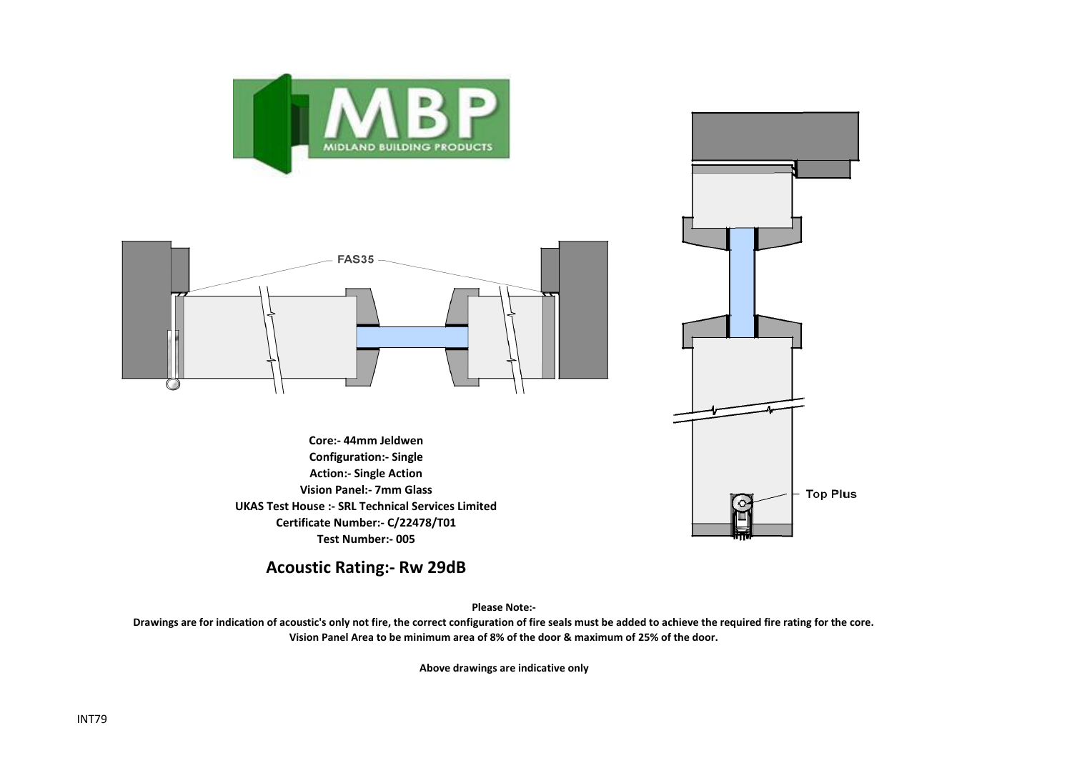MBP
MIDLAND BUILDING PRODUCTS

FAS35

Top Plus

**Core:- 44mm Jeldwen**
**Configuration:- Single**
**Action:- Single Action**
**Vision Panel:- 7mm Glass**
**UKAS Test House :- SRL Technical Services Limited**
**Certificate Number:- C/22478/T01**
**Test Number:- 005**

## Acoustic Rating:- Rw 29dB

**Please Note:-**

**Drawings are for indication of acoustic's only not fire, the correct configuration of fire seals must be added to achieve the required fire rating for the core.**
**Vision Panel Area to be minimum area of 8% of the door & maximum of 25% of the door.**

**Above drawings are indicative only**

INT79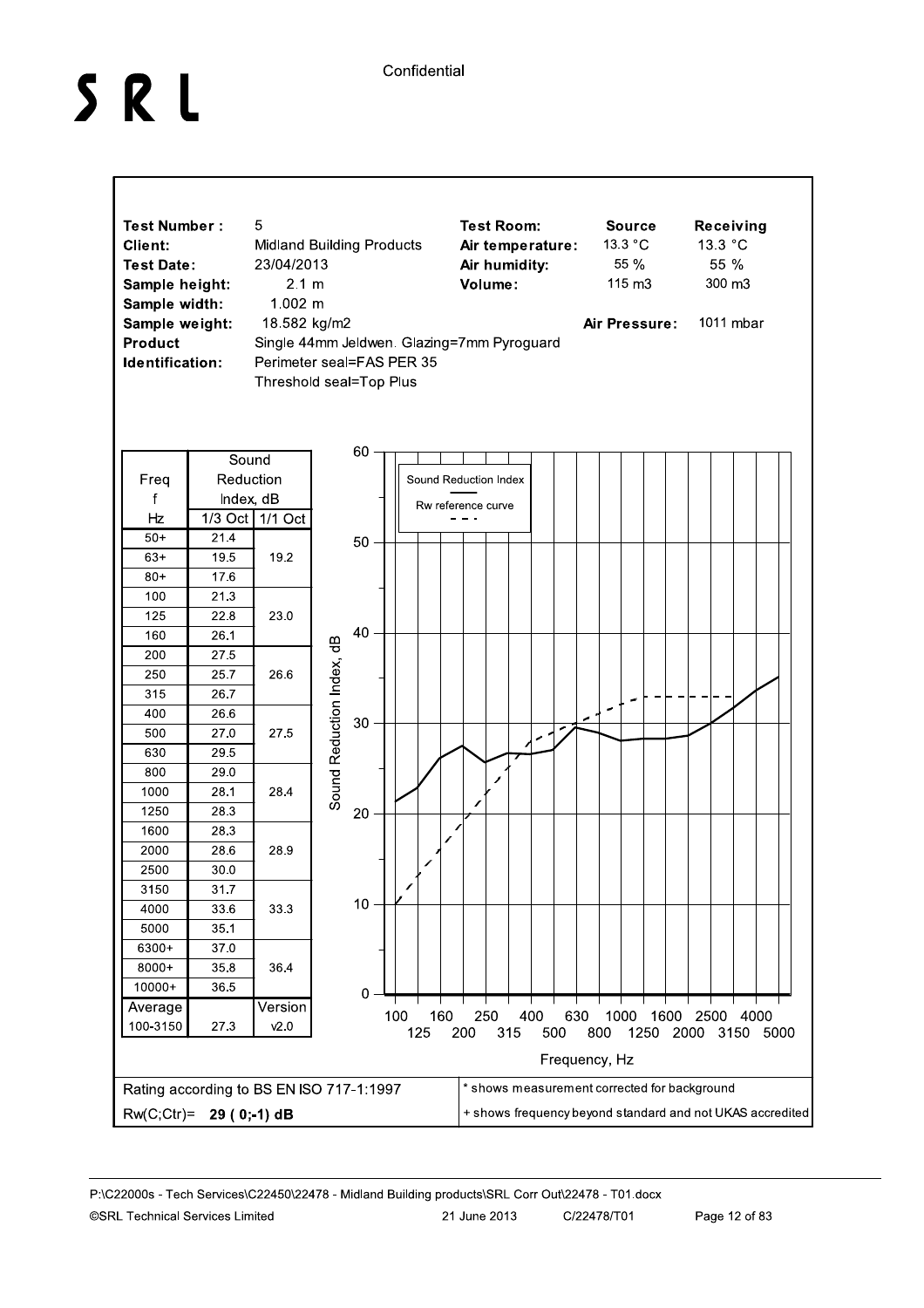Confidential

S R L

| | | | | | |
|---|---|---|---|---|---|
| **Test Number :** | 5 | **Test Room:** | **Source** | **Receiving** | |
| **Client:** | Midland Building Products | **Air temperature:** | 13.3 °C | 13.3 °C | |
| **Test Date:** | 23/04/2013 | **Air humidity:** | 55 % | 55 % | |
| **Sample height:** | 2.1 m | **Volume:** | 115 m3 | 300 m3 | |
| **Sample width:** | 1.002 m | | | | |
| **Sample weight:** | 18.582 kg/m2 | | **Air Pressure:** | 1011 mbar | |
| **Product Identification:** | Single 44mm Jeldwen. Glazing=7mm Pyroguard<br>Perimeter seal=FAS PER 35<br>Threshold seal=Top Plus | | | | |

| Freq f Hz | Sound Reduction Index, dB 1/3 Oct | 1/1 Oct |
|---|---|---|
| 50+ | 21.4 | |
| 63+ | 19.5 | 19.2 |
| 80+ | 17.6 | |
| 100 | 21.3 | |
| 125 | 22.8 | 23.0 |
| 160 | 26.1 | |
| 200 | 27.5 | |
| 250 | 25.7 | 26.6 |
| 315 | 26.7 | |
| 400 | 26.6 | |
| 500 | 27.0 | 27.5 |
| 630 | 29.5 | |
| 800 | 29.0 | |
| 1000 | 28.1 | 28.4 |
| 1250 | 28.3 | |
| 1600 | 28.3 | |
| 2000 | 28.6 | 28.9 |
| 2500 | 30.0 | |
| 3150 | 31.7 | |
| 4000 | 33.6 | 33.3 |
| 5000 | 35.1 | |
| 6300+ | 37.0 | |
| 8000+ | 35.8 | 36.4 |
| 10000+ | 36.5 | |
| Average 100-3150 | 27.3 | Version v2.0 |

Sound Reduction Index
Rw reference curve
Sound Reduction Index, dB
0 10 20 30 40 50 60
100 125 160 200 250 315 400 500 630 800 1000 1250 1600 2000 2500 3150 4000 5000
Frequency, Hz

Rating according to BS EN ISO 717-1:1997

Rw(C;Ctr)= **29 ( 0;-1) dB**

\* shows measurement corrected for background

\+ shows frequency beyond standard and not UKAS accredited

P:\C22000s - Tech Services\C22450\22478 - Midland Building products\SRL Corr Out\22478 - T01.docx

©SRL Technical Services Limited 21 June 2013 C/22478/T01